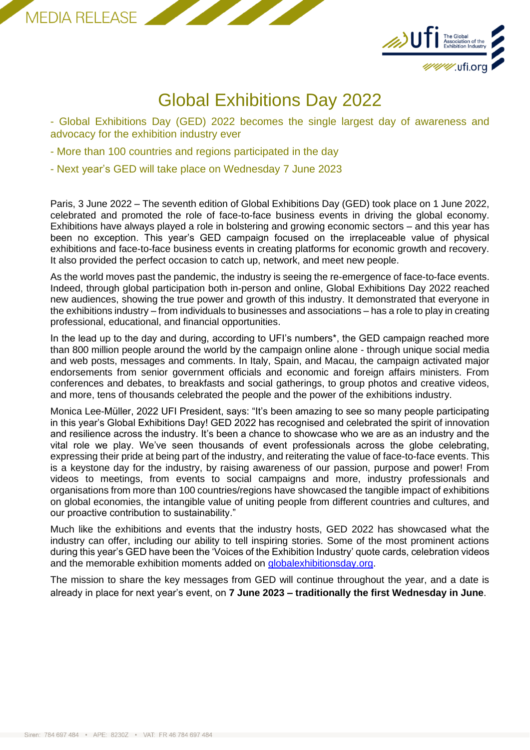MEDIA RELEASE

# Global Exhibitions Day 2022

- Global Exhibitions Day (GED) 2022 becomes the single largest day of awareness and advocacy for the exhibition industry ever
- More than 100 countries and regions participated in the day
- Next year's GED will take place on Wednesday 7 June 2023

Paris, 3 June 2022 – The seventh edition of Global Exhibitions Day (GED) took place on 1 June 2022, celebrated and promoted the role of face-to-face business events in driving the global economy. Exhibitions have always played a role in bolstering and growing economic sectors – and this year has been no exception. This year's GED campaign focused on the irreplaceable value of physical exhibitions and face-to-face business events in creating platforms for economic growth and recovery. It also provided the perfect occasion to catch up, network, and meet new people.

As the world moves past the pandemic, the industry is seeing the re-emergence of face-to-face events. Indeed, through global participation both in-person and online, Global Exhibitions Day 2022 reached new audiences, showing the true power and growth of this industry. It demonstrated that everyone in the exhibitions industry – from individuals to businesses and associations – has a role to play in creating professional, educational, and financial opportunities.

In the lead up to the day and during, according to UFI's numbers*, the GED campaign reached more than 800 million people around the world by the campaign online alone - through unique social media and web posts, messages and comments. In Italy, Spain, and Macau, the campaign activated major endorsements from senior government officials and economic and foreign affairs ministers. From conferences and debates, to breakfasts and social gatherings, to group photos and creative videos, and more, tens of thousands celebrated the people and the power of the exhibitions industry.

Monica Lee-Müller, 2022 UFI President, says: "It's been amazing to see so many people participating in this year's Global Exhibitions Day! GED 2022 has recognised and celebrated the spirit of innovation and resilience across the industry. It's been a chance to showcase who we are as an industry and the vital role we play. We've seen thousands of event professionals across the globe celebrating, expressing their pride at being part of the industry, and reiterating the value of face-to-face events. This is a keystone day for the industry, by raising awareness of our passion, purpose and power! From videos to meetings, from events to social campaigns and more, industry professionals and organisations from more than 100 countries/regions have showcased the tangible impact of exhibitions on global economies, the intangible value of uniting people from different countries and cultures, and our proactive contribution to sustainability."

Much like the exhibitions and events that the industry hosts, GED 2022 has showcased what the industry can offer, including our ability to tell inspiring stories. Some of the most prominent actions during this year's GED have been the 'Voices of the Exhibition Industry' quote cards, celebration videos and the memorable exhibition moments added on [globalexhibitionsday.org](globalexhibitionsday.org).

The mission to share the key messages from GED will continue throughout the year, and a date is already in place for next year's event, on **7 June 2023 – traditionally the first Wednesday in June**.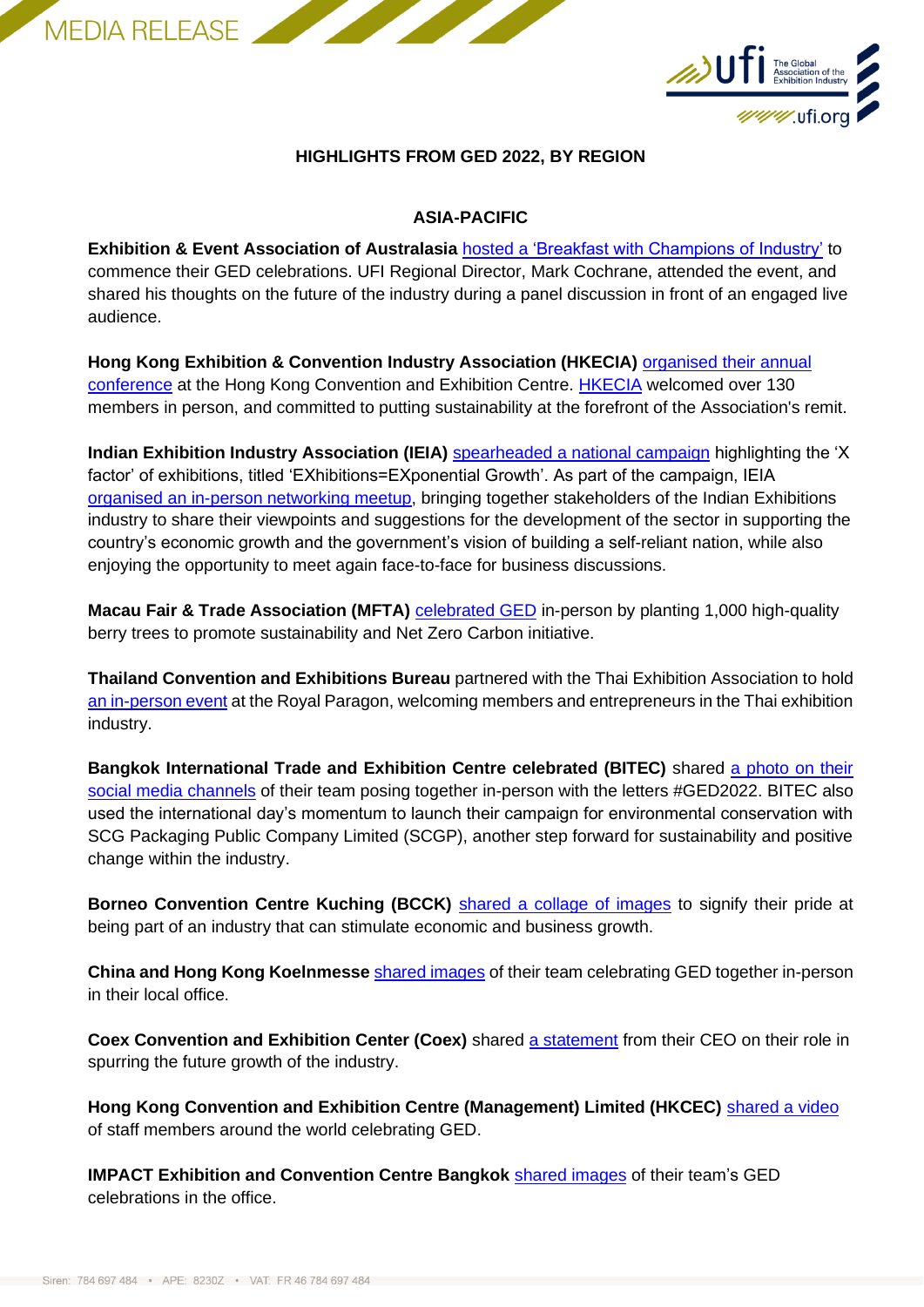### HIGHLIGHTS FROM GED 2022, BY REGION

#### ASIA-PACIFIC

**Exhibition & Event Association of Australasia** hosted a 'Breakfast with Champions of Industry' to commence their GED celebrations. UFI Regional Director, Mark Cochrane, attended the event, and shared his thoughts on the future of the industry during a panel discussion in front of an engaged live audience.

**Hong Kong Exhibition & Convention Industry Association (HKECIA)** organised their annual conference at the Hong Kong Convention and Exhibition Centre. HKECIA welcomed over 130 members in person, and committed to putting sustainability at the forefront of the Association's remit.

**Indian Exhibition Industry Association (IEIA)** spearheaded a national campaign highlighting the 'X factor' of exhibitions, titled 'EXhibitions=EXponential Growth'. As part of the campaign, IEIA organised an in-person networking meetup, bringing together stakeholders of the Indian Exhibitions industry to share their viewpoints and suggestions for the development of the sector in supporting the country's economic growth and the government's vision of building a self-reliant nation, while also enjoying the opportunity to meet again face-to-face for business discussions.

**Macau Fair & Trade Association (MFTA)** celebrated GED in-person by planting 1,000 high-quality berry trees to promote sustainability and Net Zero Carbon initiative.

**Thailand Convention and Exhibitions Bureau** partnered with the Thai Exhibition Association to hold an in-person event at the Royal Paragon, welcoming members and entrepreneurs in the Thai exhibition industry.

**Bangkok International Trade and Exhibition Centre celebrated (BITEC)** shared a photo on their social media channels of their team posing together in-person with the letters #GED2022. BITEC also used the international day's momentum to launch their campaign for environmental conservation with SCG Packaging Public Company Limited (SCGP), another step forward for sustainability and positive change within the industry.

**Borneo Convention Centre Kuching (BCCK)** shared a collage of images to signify their pride at being part of an industry that can stimulate economic and business growth.

**China and Hong Kong Koelnmesse** shared images of their team celebrating GED together in-person in their local office.

**Coex Convention and Exhibition Center (Coex)** shared a statement from their CEO on their role in spurring the future growth of the industry.

**Hong Kong Convention and Exhibition Centre (Management) Limited (HKCEC)** shared a video of staff members around the world celebrating GED.

**IMPACT Exhibition and Convention Centre Bangkok** shared images of their team's GED celebrations in the office.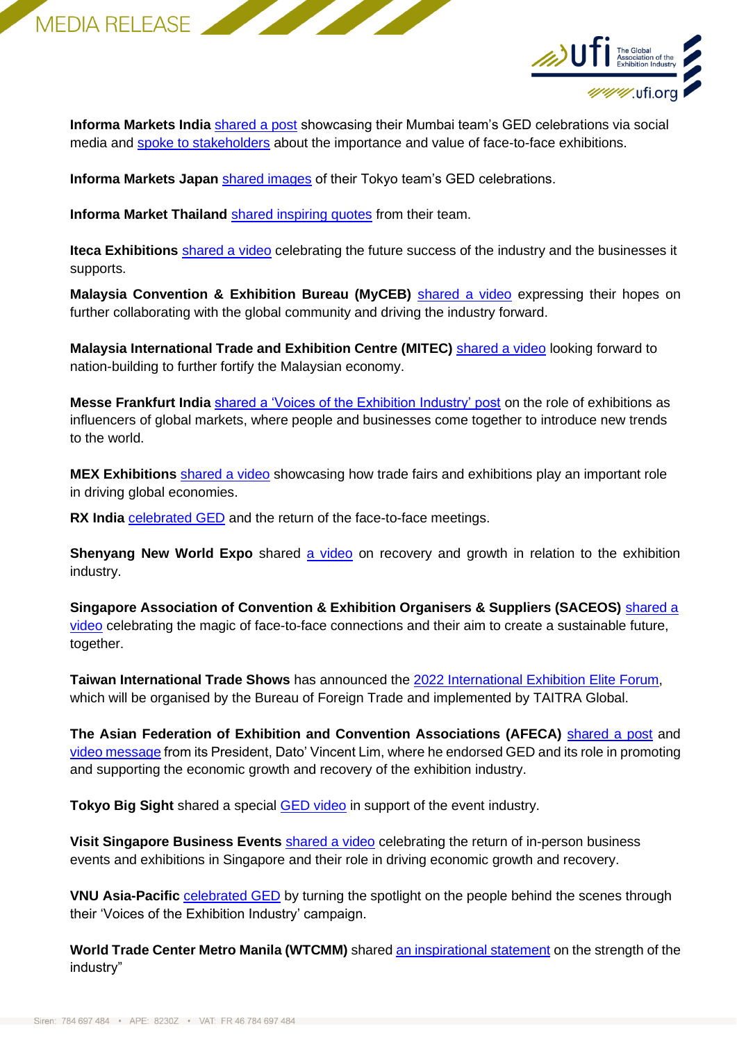**Informa Markets India** shared a post showcasing their Mumbai team's GED celebrations via social media and spoke to stakeholders about the importance and value of face-to-face exhibitions.

**Informa Markets Japan** shared images of their Tokyo team's GED celebrations.

**Informa Market Thailand** shared inspiring quotes from their team.

**Iteca Exhibitions** shared a video celebrating the future success of the industry and the businesses it supports.

**Malaysia Convention & Exhibition Bureau (MyCEB)** shared a video expressing their hopes on further collaborating with the global community and driving the industry forward.

**Malaysia International Trade and Exhibition Centre (MITEC)** shared a video looking forward to nation-building to further fortify the Malaysian economy.

**Messe Frankfurt India** shared a 'Voices of the Exhibition Industry' post on the role of exhibitions as influencers of global markets, where people and businesses come together to introduce new trends to the world.

**MEX Exhibitions** shared a video showcasing how trade fairs and exhibitions play an important role in driving global economies.

**RX India** celebrated GED and the return of the face-to-face meetings.

**Shenyang New World Expo** shared a video on recovery and growth in relation to the exhibition industry.

**Singapore Association of Convention & Exhibition Organisers & Suppliers (SACEOS)** shared a video celebrating the magic of face-to-face connections and their aim to create a sustainable future, together.

**Taiwan International Trade Shows** has announced the 2022 International Exhibition Elite Forum, which will be organised by the Bureau of Foreign Trade and implemented by TAITRA Global.

**The Asian Federation of Exhibition and Convention Associations (AFECA)** shared a post and video message from its President, Dato' Vincent Lim, where he endorsed GED and its role in promoting and supporting the economic growth and recovery of the exhibition industry.

**Tokyo Big Sight** shared a special GED video in support of the event industry.

**Visit Singapore Business Events** shared a video celebrating the return of in-person business events and exhibitions in Singapore and their role in driving economic growth and recovery.

**VNU Asia-Pacific** celebrated GED by turning the spotlight on the people behind the scenes through their 'Voices of the Exhibition Industry' campaign.

**World Trade Center Metro Manila (WTCMM)** shared an inspirational statement on the strength of the industry"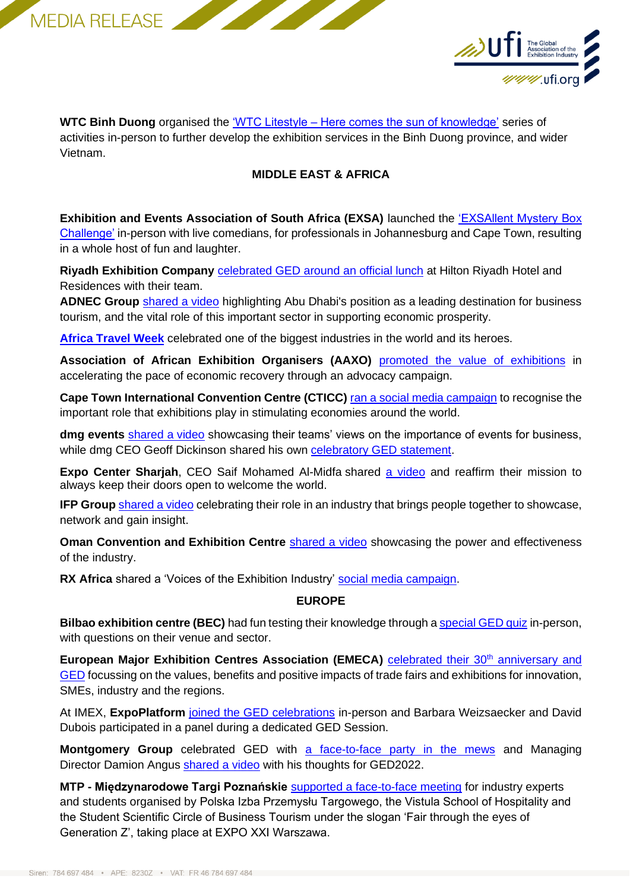**WTC Binh Duong** organised the 'WTC Litestyle – Here comes the sun of knowledge' series of activities in-person to further develop the exhibition services in the Binh Duong province, and wider Vietnam.

## MIDDLE EAST & AFRICA

**Exhibition and Events Association of South Africa (EXSA)** launched the 'EXSAllent Mystery Box Challenge' in-person with live comedians, for professionals in Johannesburg and Cape Town, resulting in a whole host of fun and laughter.

**Riyadh Exhibition Company** celebrated GED around an official lunch at Hilton Riyadh Hotel and Residences with their team.

**ADNEC Group** shared a video highlighting Abu Dhabi's position as a leading destination for business tourism, and the vital role of this important sector in supporting economic prosperity.

**Africa Travel Week** celebrated one of the biggest industries in the world and its heroes.

**Association of African Exhibition Organisers (AAXO)** promoted the value of exhibitions in accelerating the pace of economic recovery through an advocacy campaign.

**Cape Town International Convention Centre (CTICC)** ran a social media campaign to recognise the important role that exhibitions play in stimulating economies around the world.

**dmg events** shared a video showcasing their teams' views on the importance of events for business, while dmg CEO Geoff Dickinson shared his own celebratory GED statement.

**Expo Center Sharjah**, CEO Saif Mohamed Al-Midfa shared a video and reaffirm their mission to always keep their doors open to welcome the world.

**IFP Group** shared a video celebrating their role in an industry that brings people together to showcase, network and gain insight.

**Oman Convention and Exhibition Centre** shared a video showcasing the power and effectiveness of the industry.

**RX Africa** shared a 'Voices of the Exhibition Industry' social media campaign.

## EUROPE

**Bilbao exhibition centre (BEC)** had fun testing their knowledge through a special GED quiz in-person, with questions on their venue and sector.

**European Major Exhibition Centres Association (EMECA)** celebrated their 30th anniversary and GED focussing on the values, benefits and positive impacts of trade fairs and exhibitions for innovation, SMEs, industry and the regions.

At IMEX, **ExpoPlatform** joined the GED celebrations in-person and Barbara Weizsaecker and David Dubois participated in a panel during a dedicated GED Session.

**Montgomery Group** celebrated GED with a face-to-face party in the mews and Managing Director Damion Angus shared a video with his thoughts for GED2022.

**MTP - Międzynarodowe Targi Poznańskie** supported a face-to-face meeting for industry experts and students organised by Polska Izba Przemysłu Targowego, the Vistula School of Hospitality and the Student Scientific Circle of Business Tourism under the slogan 'Fair through the eyes of Generation Z', taking place at EXPO XXI Warszawa.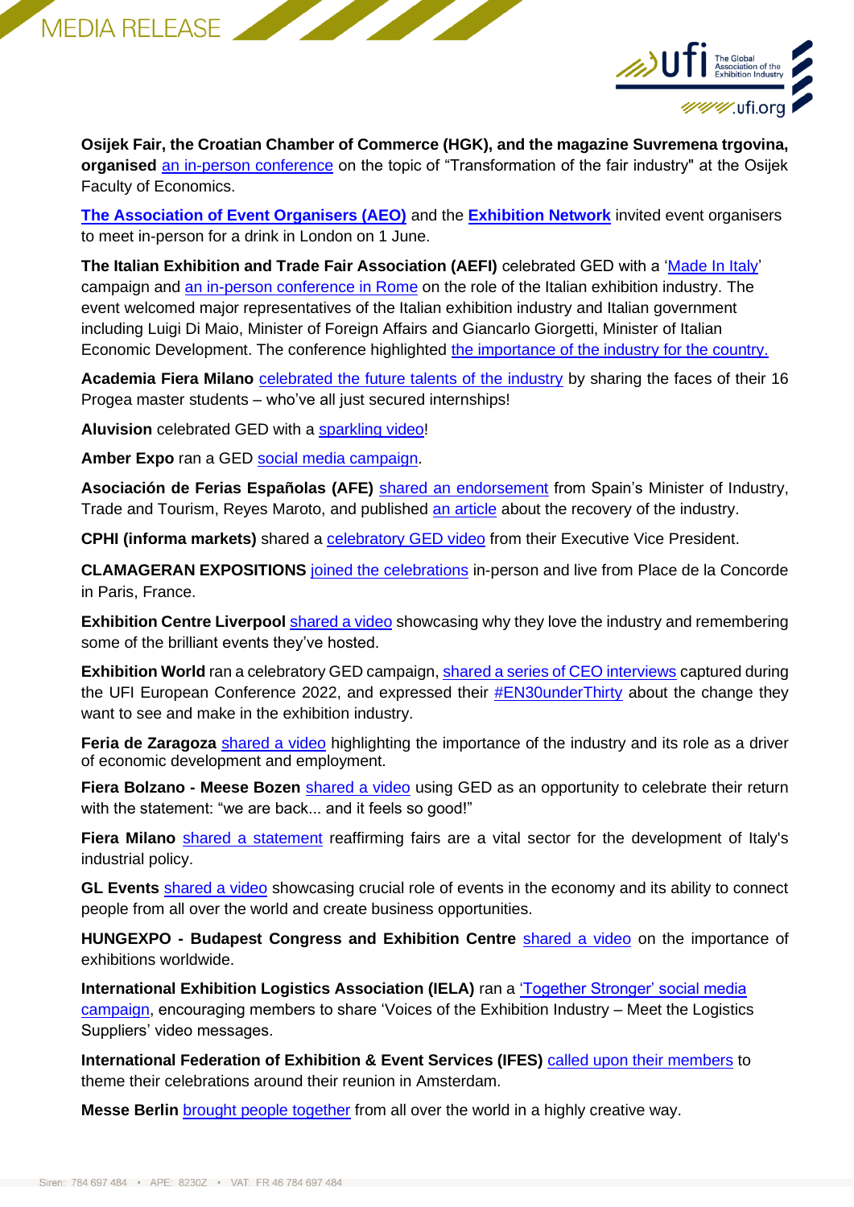**Osijek Fair, the Croatian Chamber of Commerce (HGK), and the magazine Suvremena trgovina, organised** an in-person conference on the topic of "Transformation of the fair industry" at the Osijek Faculty of Economics.

**The Association of Event Organisers (AEO)** and the **Exhibition Network** invited event organisers to meet in-person for a drink in London on 1 June.

**The Italian Exhibition and Trade Fair Association (AEFI)** celebrated GED with a 'Made In Italy' campaign and an in-person conference in Rome on the role of the Italian exhibition industry. The event welcomed major representatives of the Italian exhibition industry and Italian government including Luigi Di Maio, Minister of Foreign Affairs and Giancarlo Giorgetti, Minister of Italian Economic Development. The conference highlighted the importance of the industry for the country.

**Academia Fiera Milano** celebrated the future talents of the industry by sharing the faces of their 16 Progea master students – who've all just secured internships!

**Aluvision** celebrated GED with a sparkling video!

**Amber Expo** ran a GED social media campaign.

**Asociación de Ferias Españolas (AFE)** shared an endorsement from Spain's Minister of Industry, Trade and Tourism, Reyes Maroto, and published an article about the recovery of the industry.

**CPHI (informa markets)** shared a celebratory GED video from their Executive Vice President.

**CLAMAGERAN EXPOSITIONS** joined the celebrations in-person and live from Place de la Concorde in Paris, France.

**Exhibition Centre Liverpool** shared a video showcasing why they love the industry and remembering some of the brilliant events they've hosted.

**Exhibition World** ran a celebratory GED campaign, shared a series of CEO interviews captured during the UFI European Conference 2022, and expressed their #EN30underThirty about the change they want to see and make in the exhibition industry.

**Feria de Zaragoza** shared a video highlighting the importance of the industry and its role as a driver of economic development and employment.

**Fiera Bolzano - Meese Bozen** shared a video using GED as an opportunity to celebrate their return with the statement: "we are back... and it feels so good!"

**Fiera Milano** shared a statement reaffirming fairs are a vital sector for the development of Italy's industrial policy.

**GL Events** shared a video showcasing crucial role of events in the economy and its ability to connect people from all over the world and create business opportunities.

**HUNGEXPO - Budapest Congress and Exhibition Centre** shared a video on the importance of exhibitions worldwide.

**International Exhibition Logistics Association (IELA)** ran a 'Together Stronger' social media campaign, encouraging members to share 'Voices of the Exhibition Industry – Meet the Logistics Suppliers' video messages.

**International Federation of Exhibition & Event Services (IFES)** called upon their members to theme their celebrations around their reunion in Amsterdam.

**Messe Berlin** brought people together from all over the world in a highly creative way.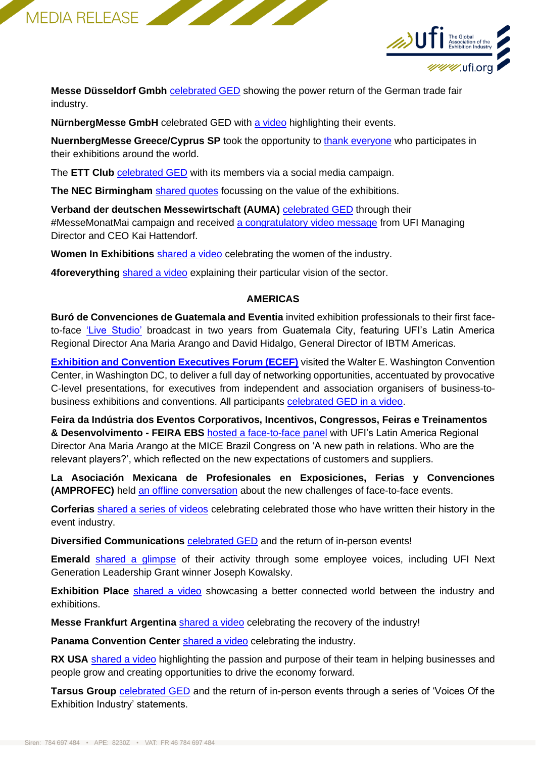**Messe Düsseldorf Gmbh** celebrated GED showing the power return of the German trade fair industry.

**NürnbergMesse GmbH** celebrated GED with a video highlighting their events.

**NuernbergMesse Greece/Cyprus SP** took the opportunity to thank everyone who participates in their exhibitions around the world.

The **ETT Club** celebrated GED with its members via a social media campaign.

**The NEC Birmingham** shared quotes focussing on the value of the exhibitions.

**Verband der deutschen Messewirtschaft (AUMA)** celebrated GED through their #MesseMonatMai campaign and received a congratulatory video message from UFI Managing Director and CEO Kai Hattendorf.

**Women In Exhibitions** shared a video celebrating the women of the industry.

**4foreverything** shared a video explaining their particular vision of the sector.

## AMERICAS

**Buró de Convenciones de Guatemala and Eventia** invited exhibition professionals to their first face-to-face 'Live Studio' broadcast in two years from Guatemala City, featuring UFI's Latin America Regional Director Ana Maria Arango and David Hidalgo, General Director of IBTM Americas.

**Exhibition and Convention Executives Forum (ECEF)** visited the Walter E. Washington Convention Center, in Washington DC, to deliver a full day of networking opportunities, accentuated by provocative C-level presentations, for executives from independent and association organisers of business-to-business exhibitions and conventions. All participants celebrated GED in a video.

**Feira da Indústria dos Eventos Corporativos, Incentivos, Congressos, Feiras e Treinamentos & Desenvolvimento - FEIRA EBS** hosted a face-to-face panel with UFI's Latin America Regional Director Ana Maria Arango at the MICE Brazil Congress on 'A new path in relations. Who are the relevant players?', which reflected on the new expectations of customers and suppliers.

**La Asociación Mexicana de Profesionales en Exposiciones, Ferias y Convenciones (AMPROFEC)** held an offline conversation about the new challenges of face-to-face events.

**Corferias** shared a series of videos celebrating celebrated those who have written their history in the event industry.

**Diversified Communications** celebrated GED and the return of in-person events!

**Emerald** shared a glimpse of their activity through some employee voices, including UFI Next Generation Leadership Grant winner Joseph Kowalsky.

**Exhibition Place** shared a video showcasing a better connected world between the industry and exhibitions.

**Messe Frankfurt Argentina** shared a video celebrating the recovery of the industry!

**Panama Convention Center** shared a video celebrating the industry.

**RX USA** shared a video highlighting the passion and purpose of their team in helping businesses and people grow and creating opportunities to drive the economy forward.

**Tarsus Group** celebrated GED and the return of in-person events through a series of 'Voices Of the Exhibition Industry' statements.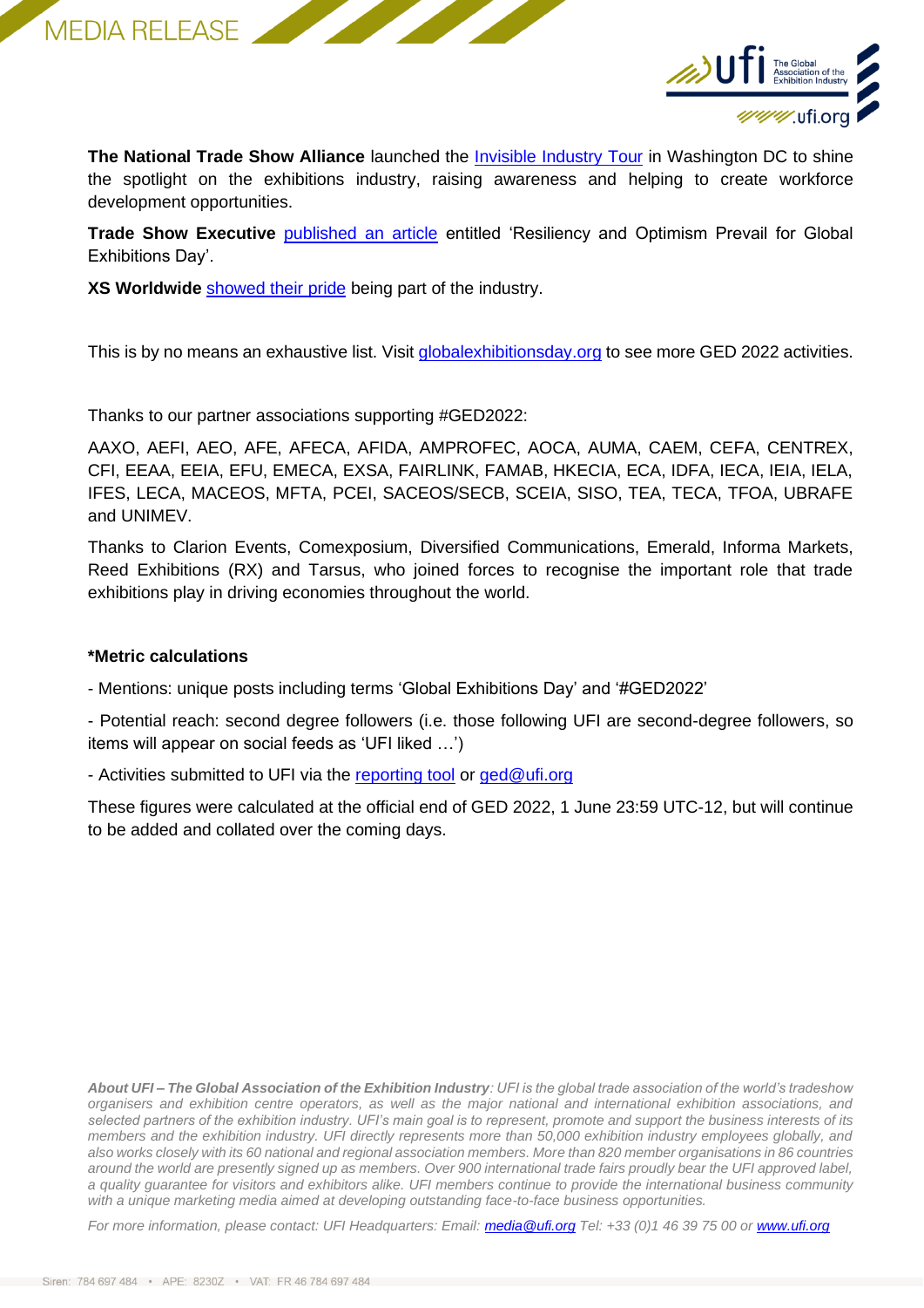**The National Trade Show Alliance** launched the Invisible Industry Tour in Washington DC to shine the spotlight on the exhibitions industry, raising awareness and helping to create workforce development opportunities.

**Trade Show Executive** published an article entitled 'Resiliency and Optimism Prevail for Global Exhibitions Day'.

**XS Worldwide** showed their pride being part of the industry.

This is by no means an exhaustive list. Visit globalexhibitionsday.org to see more GED 2022 activities.

Thanks to our partner associations supporting #GED2022:

AAXO, AEFI, AEO, AFE, AFECA, AFIDA, AMPROFEC, AOCA, AUMA, CAEM, CEFA, CENTREX, CFI, EEAA, EEIA, EFU, EMECA, EXSA, FAIRLINK, FAMAB, HKECIA, ECA, IDFA, IECA, IEIA, IELA, IFES, LECA, MACEOS, MFTA, PCEI, SACEOS/SECB, SCEIA, SISO, TEA, TECA, TFOA, UBRAFE and UNIMEV.

Thanks to Clarion Events, Comexposium, Diversified Communications, Emerald, Informa Markets, Reed Exhibitions (RX) and Tarsus, who joined forces to recognise the important role that trade exhibitions play in driving economies throughout the world.

**\*Metric calculations**

- Mentions: unique posts including terms 'Global Exhibitions Day' and '#GED2022'
- Potential reach: second degree followers (i.e. those following UFI are second-degree followers, so items will appear on social feeds as 'UFI liked …')
- Activities submitted to UFI via the reporting tool or ged@ufi.org

These figures were calculated at the official end of GED 2022, 1 June 23:59 UTC-12, but will continue to be added and collated over the coming days.

***About UFI – The Global Association of the Exhibition Industry**: UFI is the global trade association of the world's tradeshow organisers and exhibition centre operators, as well as the major national and international exhibition associations, and selected partners of the exhibition industry. UFI's main goal is to represent, promote and support the business interests of its members and the exhibition industry. UFI directly represents more than 50,000 exhibition industry employees globally, and also works closely with its 60 national and regional association members. More than 820 member organisations in 86 countries around the world are presently signed up as members. Over 900 international trade fairs proudly bear the UFI approved label, a quality guarantee for visitors and exhibitors alike. UFI members continue to provide the international business community with a unique marketing media aimed at developing outstanding face-to-face business opportunities.*

*For more information, please contact: UFI Headquarters: Email: media@ufi.org Tel: +33 (0)1 46 39 75 00 or www.ufi.org*

Siren: 784 697 484 • APE: 8230Z • VAT: FR 46 784 697 484